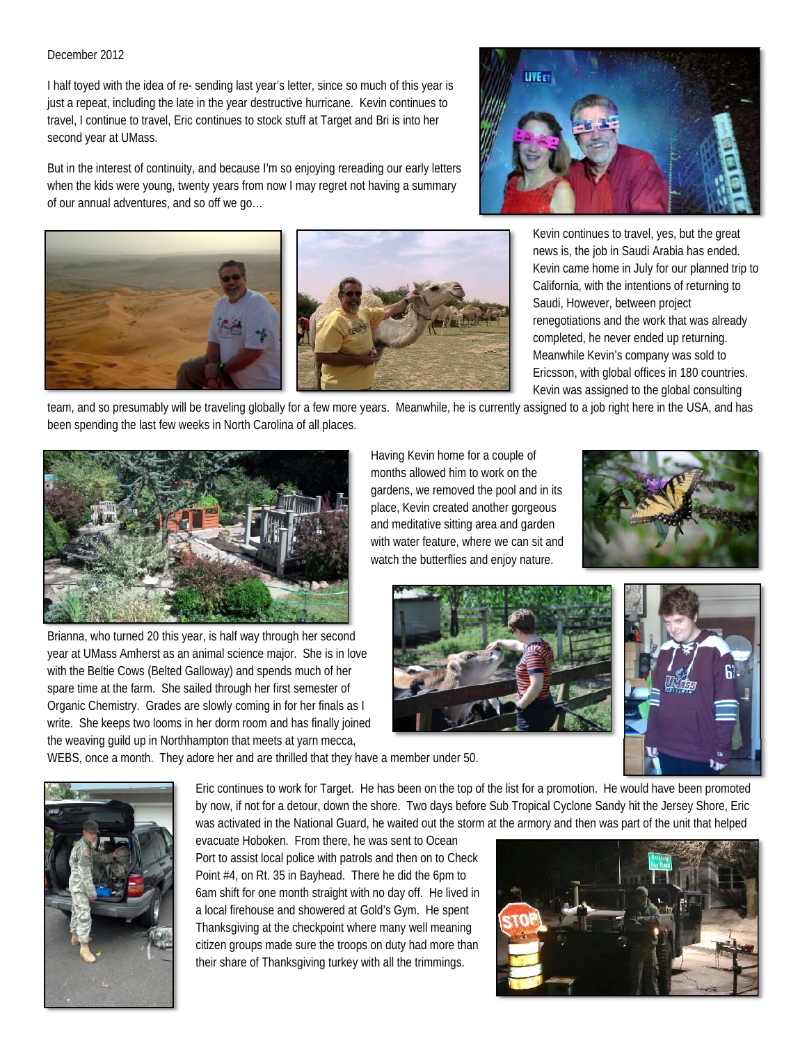December 2012

I half toyed with the idea of re- sending last year's letter, since so much of this year is just a repeat, including the late in the year destructive hurricane. Kevin continues to travel, I continue to travel, Eric continues to stock stuff at Target and Bri is into her second year at UMass.

But in the interest of continuity, and because I'm so enjoying rereading our early letters when the kids were young, twenty years from now I may regret not having a summary of our annual adventures, and so off we go…

Kevin continues to travel, yes, but the great news is, the job in Saudi Arabia has ended. Kevin came home in July for our planned trip to California, with the intentions of returning to Saudi, However, between project renegotiations and the work that was already completed, he never ended up returning. Meanwhile Kevin's company was sold to Ericsson, with global offices in 180 countries. Kevin was assigned to the global consulting team, and so presumably will be traveling globally for a few more years. Meanwhile, he is currently assigned to a job right here in the USA, and has been spending the last few weeks in North Carolina of all places.

Having Kevin home for a couple of months allowed him to work on the gardens, we removed the pool and in its place, Kevin created another gorgeous and meditative sitting area and garden with water feature, where we can sit and watch the butterflies and enjoy nature.

Brianna, who turned 20 this year, is half way through her second year at UMass Amherst as an animal science major. She is in love with the Beltie Cows (Belted Galloway) and spends much of her spare time at the farm. She sailed through her first semester of Organic Chemistry. Grades are slowly coming in for her finals as I write. She keeps two looms in her dorm room and has finally joined the weaving guild up in Northhampton that meets at yarn mecca, WEBS, once a month. They adore her and are thrilled that they have a member under 50.

Eric continues to work for Target. He has been on the top of the list for a promotion. He would have been promoted by now, if not for a detour, down the shore. Two days before Sub Tropical Cyclone Sandy hit the Jersey Shore, Eric was activated in the National Guard, he waited out the storm at the armory and then was part of the unit that helped evacuate Hoboken. From there, he was sent to Ocean Port to assist local police with patrols and then on to Check Point #4, on Rt. 35 in Bayhead. There he did the 6pm to 6am shift for one month straight with no day off. He lived in a local firehouse and showered at Gold's Gym. He spent Thanksgiving at the checkpoint where many well meaning citizen groups made sure the troops on duty had more than their share of Thanksgiving turkey with all the trimmings.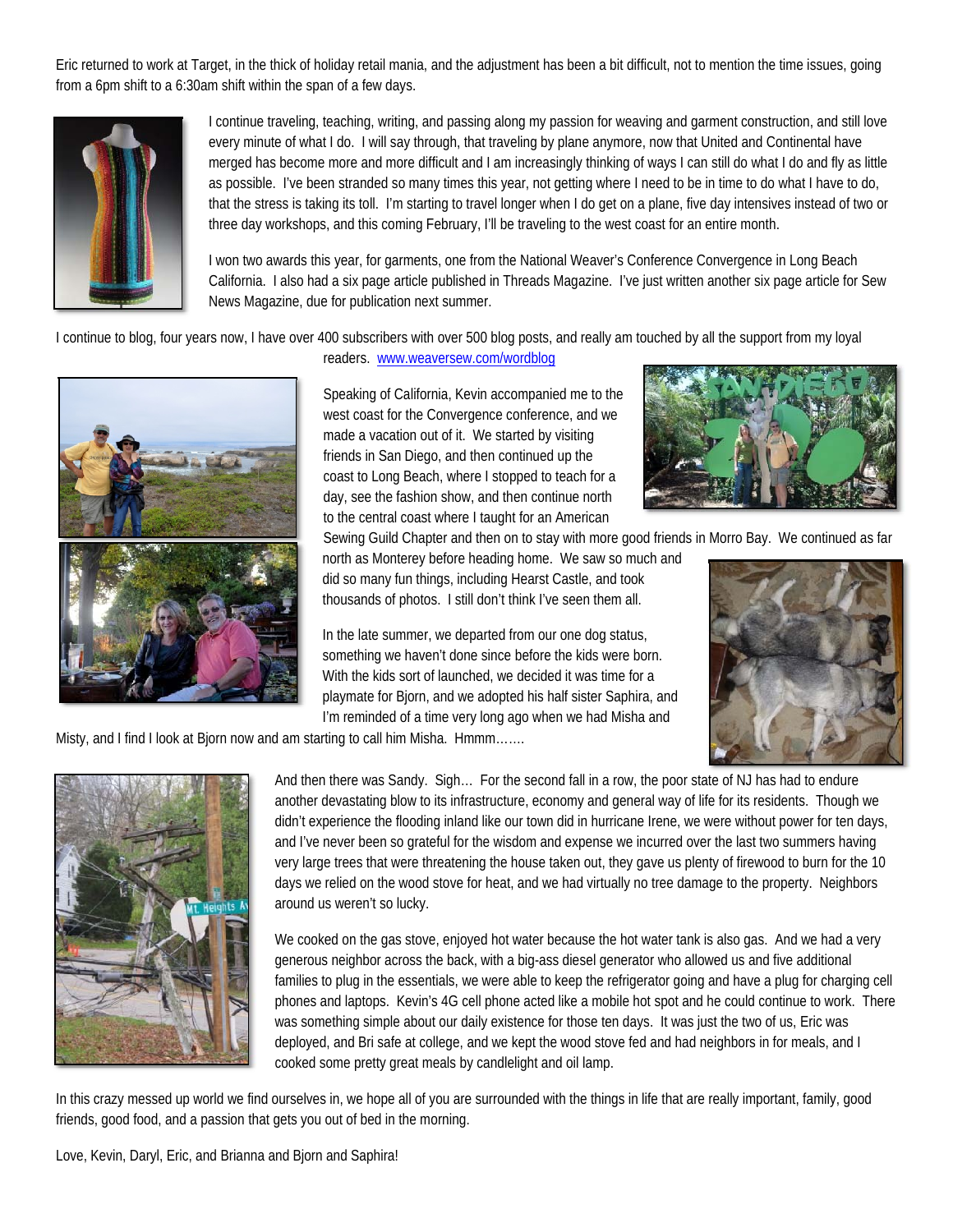Eric returned to work at Target, in the thick of holiday retail mania, and the adjustment has been a bit difficult, not to mention the time issues, going from a 6pm shift to a 6:30am shift within the span of a few days.

I continue traveling, teaching, writing, and passing along my passion for weaving and garment construction, and still love every minute of what I do. I will say through, that traveling by plane anymore, now that United and Continental have merged has become more and more difficult and I am increasingly thinking of ways I can still do what I do and fly as little as possible. I've been stranded so many times this year, not getting where I need to be in time to do what I have to do, that the stress is taking its toll. I'm starting to travel longer when I do get on a plane, five day intensives instead of two or three day workshops, and this coming February, I'll be traveling to the west coast for an entire month.

I won two awards this year, for garments, one from the National Weaver's Conference Convergence in Long Beach California. I also had a six page article published in Threads Magazine. I've just written another six page article for Sew News Magazine, due for publication next summer.

I continue to blog, four years now, I have over 400 subscribers with over 500 blog posts, and really am touched by all the support from my loyal readers. www.weaversew.com/wordblog

Speaking of California, Kevin accompanied me to the west coast for the Convergence conference, and we made a vacation out of it. We started by visiting friends in San Diego, and then continued up the coast to Long Beach, where I stopped to teach for a day, see the fashion show, and then continue north to the central coast where I taught for an American Sewing Guild Chapter and then on to stay with more good friends in Morro Bay. We continued as far north as Monterey before heading home. We saw so much and did so many fun things, including Hearst Castle, and took thousands of photos. I still don't think I've seen them all.

In the late summer, we departed from our one dog status, something we haven't done since before the kids were born. With the kids sort of launched, we decided it was time for a playmate for Bjorn, and we adopted his half sister Saphira, and I'm reminded of a time very long ago when we had Misha and Misty, and I find I look at Bjorn now and am starting to call him Misha. Hmmm…….

And then there was Sandy. Sigh… For the second fall in a row, the poor state of NJ has had to endure another devastating blow to its infrastructure, economy and general way of life for its residents. Though we didn't experience the flooding inland like our town did in hurricane Irene, we were without power for ten days, and I've never been so grateful for the wisdom and expense we incurred over the last two summers having very large trees that were threatening the house taken out, they gave us plenty of firewood to burn for the 10 days we relied on the wood stove for heat, and we had virtually no tree damage to the property. Neighbors around us weren't so lucky.

We cooked on the gas stove, enjoyed hot water because the hot water tank is also gas. And we had a very generous neighbor across the back, with a big-ass diesel generator who allowed us and five additional families to plug in the essentials, we were able to keep the refrigerator going and have a plug for charging cell phones and laptops. Kevin's 4G cell phone acted like a mobile hot spot and he could continue to work. There was something simple about our daily existence for those ten days. It was just the two of us, Eric was deployed, and Bri safe at college, and we kept the wood stove fed and had neighbors in for meals, and I cooked some pretty great meals by candlelight and oil lamp.

In this crazy messed up world we find ourselves in, we hope all of you are surrounded with the things in life that are really important, family, good friends, good food, and a passion that gets you out of bed in the morning.

Love, Kevin, Daryl, Eric, and Brianna and Bjorn and Saphira!